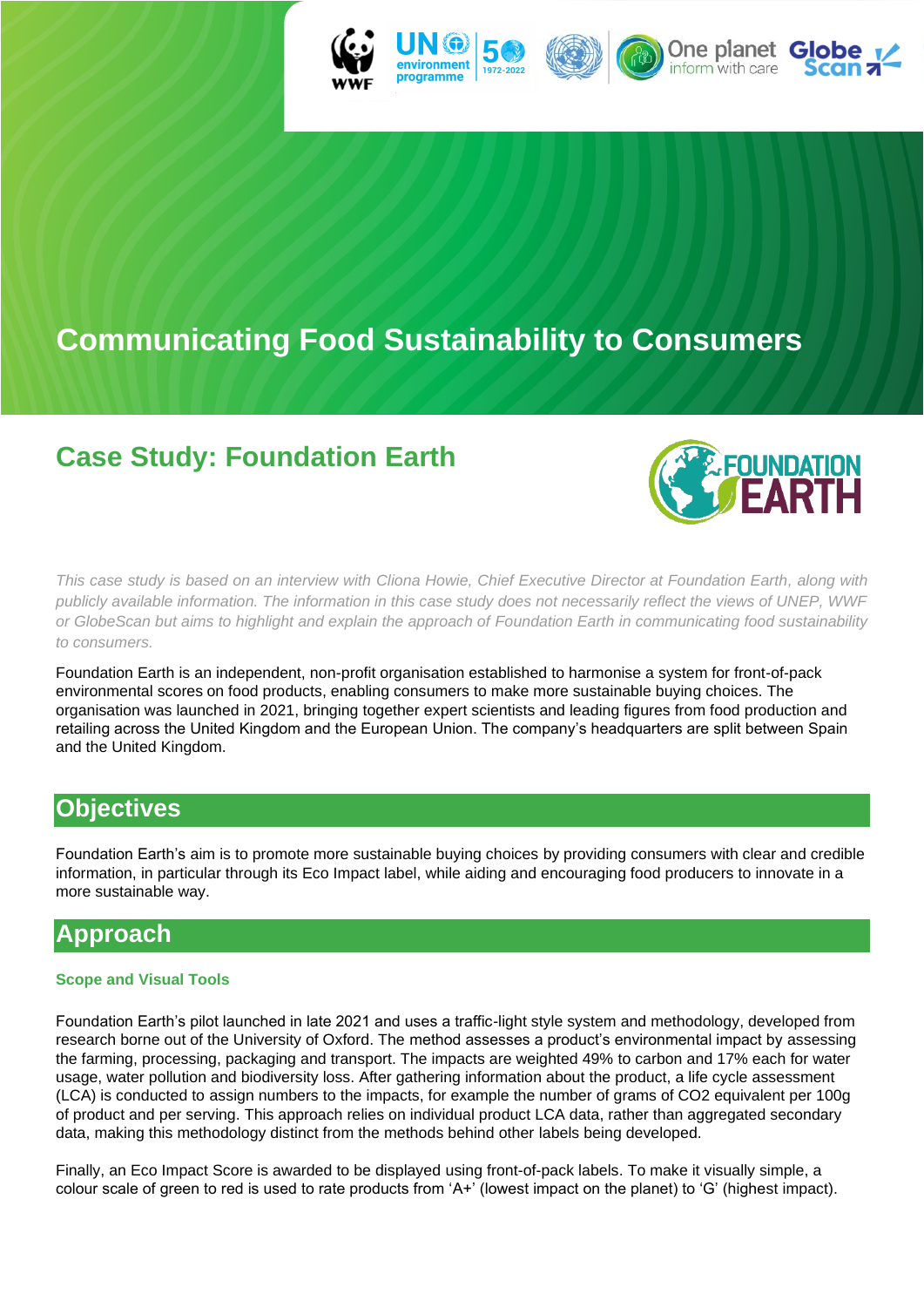# Communicating Food Sustainability to Consumers

## Case Study: Foundation Earth

*This case study is based on an interview with Cliona Howie, Chief Executive Director at Foundation Earth, along with publicly available information. The information in this case study does not necessarily reflect the views of UNEP, WWF or GlobeScan but aims to highlight and explain the approach of Foundation Earth in communicating food sustainability to consumers.*

Foundation Earth is an independent, non-profit organisation established to harmonise a system for front-of-pack environmental scores on food products, enabling consumers to make more sustainable buying choices. The organisation was launched in 2021, bringing together expert scientists and leading figures from food production and retailing across the United Kingdom and the European Union. The company's headquarters are split between Spain and the United Kingdom.

## Objectives

Foundation Earth's aim is to promote more sustainable buying choices by providing consumers with clear and credible information, in particular through its Eco Impact label, while aiding and encouraging food producers to innovate in a more sustainable way.

## Approach

### Scope and Visual Tools

Foundation Earth's pilot launched in late 2021 and uses a traffic-light style system and methodology, developed from research borne out of the University of Oxford. The method assesses a product's environmental impact by assessing the farming, processing, packaging and transport. The impacts are weighted 49% to carbon and 17% each for water usage, water pollution and biodiversity loss. After gathering information about the product, a life cycle assessment (LCA) is conducted to assign numbers to the impacts, for example the number of grams of $CO_2$ equivalent per 100g of product and per serving. This approach relies on individual product LCA data, rather than aggregated secondary data, making this methodology distinct from the methods behind other labels being developed.

Finally, an Eco Impact Score is awarded to be displayed using front-of-pack labels. To make it visually simple, a colour scale of green to red is used to rate products from 'A+' (lowest impact on the planet) to 'G' (highest impact).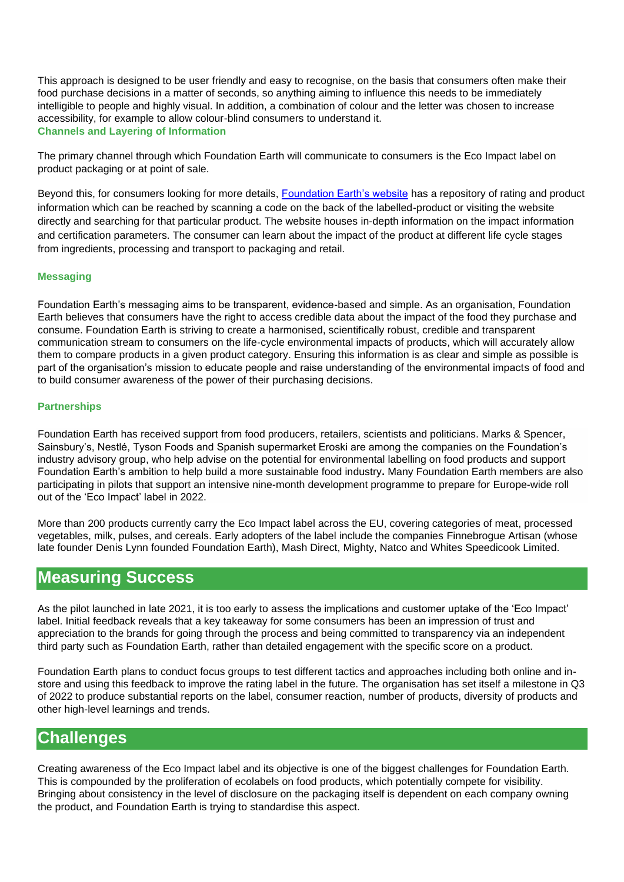This approach is designed to be user friendly and easy to recognise, on the basis that consumers often make their food purchase decisions in a matter of seconds, so anything aiming to influence this needs to be immediately intelligible to people and highly visual. In addition, a combination of colour and the letter was chosen to increase accessibility, for example to allow colour-blind consumers to understand it.

### Channels and Layering of Information

The primary channel through which Foundation Earth will communicate to consumers is the Eco Impact label on product packaging or at point of sale.

Beyond this, for consumers looking for more details, [Foundation Earth's website]() has a repository of rating and product information which can be reached by scanning a code on the back of the labelled-product or visiting the website directly and searching for that particular product. The website houses in-depth information on the impact information and certification parameters. The consumer can learn about the impact of the product at different life cycle stages from ingredients, processing and transport to packaging and retail.

### Messaging

Foundation Earth's messaging aims to be transparent, evidence-based and simple. As an organisation, Foundation Earth believes that consumers have the right to access credible data about the impact of the food they purchase and consume. Foundation Earth is striving to create a harmonised, scientifically robust, credible and transparent communication stream to consumers on the life-cycle environmental impacts of products, which will accurately allow them to compare products in a given product category. Ensuring this information is as clear and simple as possible is part of the organisation's mission to educate people and raise understanding of the environmental impacts of food and to build consumer awareness of the power of their purchasing decisions.

### Partnerships

Foundation Earth has received support from food producers, retailers, scientists and politicians. Marks & Spencer, Sainsbury's, Nestlé, Tyson Foods and Spanish supermarket Eroski are among the companies on the Foundation's industry advisory group, who help advise on the potential for environmental labelling on food products and support Foundation Earth's ambition to help build a more sustainable food industry. Many Foundation Earth members are also participating in pilots that support an intensive nine-month development programme to prepare for Europe-wide roll out of the 'Eco Impact' label in 2022.

More than 200 products currently carry the Eco Impact label across the EU, covering categories of meat, processed vegetables, milk, pulses, and cereals. Early adopters of the label include the companies Finnebrogue Artisan (whose late founder Denis Lynn founded Foundation Earth), Mash Direct, Mighty, Natco and Whites Speedicook Limited.

## Measuring Success

As the pilot launched in late 2021, it is too early to assess the implications and customer uptake of the 'Eco Impact' label. Initial feedback reveals that a key takeaway for some consumers has been an impression of trust and appreciation to the brands for going through the process and being committed to transparency via an independent third party such as Foundation Earth, rather than detailed engagement with the specific score on a product.

Foundation Earth plans to conduct focus groups to test different tactics and approaches including both online and in-store and using this feedback to improve the rating label in the future. The organisation has set itself a milestone in Q3 of 2022 to produce substantial reports on the label, consumer reaction, number of products, diversity of products and other high-level learnings and trends.

## Challenges

Creating awareness of the Eco Impact label and its objective is one of the biggest challenges for Foundation Earth. This is compounded by the proliferation of ecolabels on food products, which potentially compete for visibility. Bringing about consistency in the level of disclosure on the packaging itself is dependent on each company owning the product, and Foundation Earth is trying to standardise this aspect.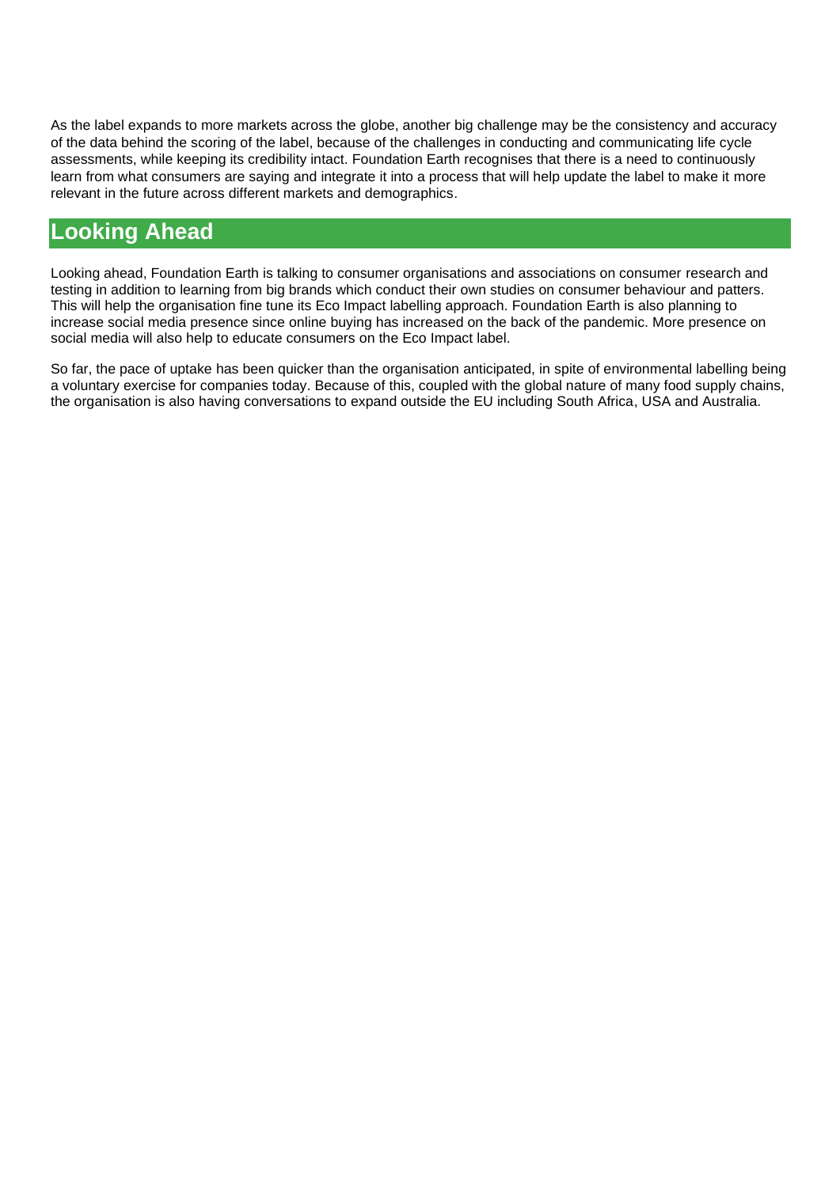As the label expands to more markets across the globe, another big challenge may be the consistency and accuracy of the data behind the scoring of the label, because of the challenges in conducting and communicating life cycle assessments, while keeping its credibility intact. Foundation Earth recognises that there is a need to continuously learn from what consumers are saying and integrate it into a process that will help update the label to make it more relevant in the future across different markets and demographics.

## Looking Ahead

Looking ahead, Foundation Earth is talking to consumer organisations and associations on consumer research and testing in addition to learning from big brands which conduct their own studies on consumer behaviour and patters. This will help the organisation fine tune its Eco Impact labelling approach. Foundation Earth is also planning to increase social media presence since online buying has increased on the back of the pandemic. More presence on social media will also help to educate consumers on the Eco Impact label.

So far, the pace of uptake has been quicker than the organisation anticipated, in spite of environmental labelling being a voluntary exercise for companies today. Because of this, coupled with the global nature of many food supply chains, the organisation is also having conversations to expand outside the EU including South Africa, USA and Australia.